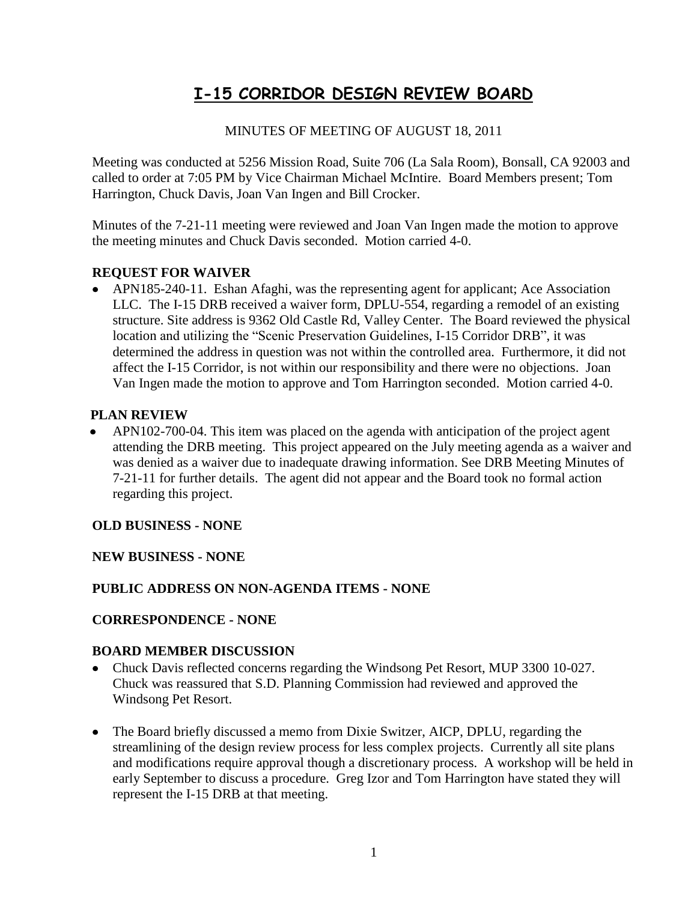# I-15 CORRIDOR DESIGN REVIEW BOARD

MINUTES OF MEETING OF AUGUST 18, 2011

Meeting was conducted at 5256 Mission Road, Suite 706 (La Sala Room), Bonsall, CA 92003 and called to order at 7:05 PM by Vice Chairman Michael McIntire. Board Members present; Tom Harrington, Chuck Davis, Joan Van Ingen and Bill Crocker.

Minutes of the 7-21-11 meeting were reviewed and Joan Van Ingen made the motion to approve the meeting minutes and Chuck Davis seconded. Motion carried 4-0.

**REQUEST FOR WAIVER**

- APN185-240-11. Eshan Afaghi, was the representing agent for applicant; Ace Association LLC. The I-15 DRB received a waiver form, DPLU-554, regarding a remodel of an existing structure. Site address is 9362 Old Castle Rd, Valley Center. The Board reviewed the physical location and utilizing the "Scenic Preservation Guidelines, I-15 Corridor DRB", it was determined the address in question was not within the controlled area. Furthermore, it did not affect the I-15 Corridor, is not within our responsibility and there were no objections. Joan Van Ingen made the motion to approve and Tom Harrington seconded. Motion carried 4-0.

**PLAN REVIEW**

- APN102-700-04. This item was placed on the agenda with anticipation of the project agent attending the DRB meeting. This project appeared on the July meeting agenda as a waiver and was denied as a waiver due to inadequate drawing information. See DRB Meeting Minutes of 7-21-11 for further details. The agent did not appear and the Board took no formal action regarding this project.

**OLD BUSINESS - NONE**

**NEW BUSINESS - NONE**

**PUBLIC ADDRESS ON NON-AGENDA ITEMS - NONE**

**CORRESPONDENCE - NONE**

**BOARD MEMBER DISCUSSION**

- Chuck Davis reflected concerns regarding the Windsong Pet Resort, MUP 3300 10-027. Chuck was reassured that S.D. Planning Commission had reviewed and approved the Windsong Pet Resort.
- The Board briefly discussed a memo from Dixie Switzer, AICP, DPLU, regarding the streamlining of the design review process for less complex projects. Currently all site plans and modifications require approval though a discretionary process. A workshop will be held in early September to discuss a procedure. Greg Izor and Tom Harrington have stated they will represent the I-15 DRB at that meeting.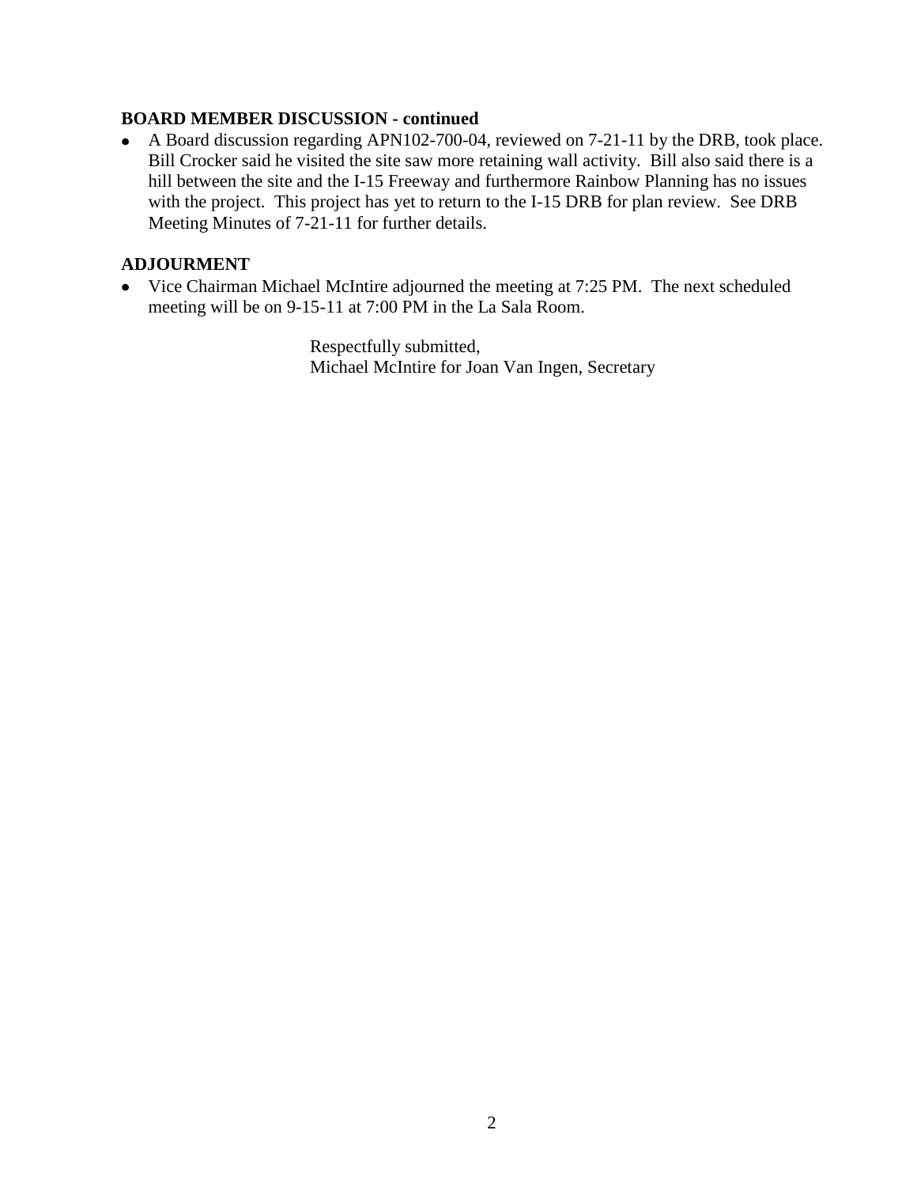**BOARD MEMBER DISCUSSION - continued**

- A Board discussion regarding APN102-700-04, reviewed on 7-21-11 by the DRB, took place. Bill Crocker said he visited the site saw more retaining wall activity. Bill also said there is a hill between the site and the I-15 Freeway and furthermore Rainbow Planning has no issues with the project. This project has yet to return to the I-15 DRB for plan review. See DRB Meeting Minutes of 7-21-11 for further details.

**ADJOURMENT**

- Vice Chairman Michael McIntire adjourned the meeting at 7:25 PM. The next scheduled meeting will be on 9-15-11 at 7:00 PM in the La Sala Room.

Respectfully submitted,
Michael McIntire for Joan Van Ingen, Secretary